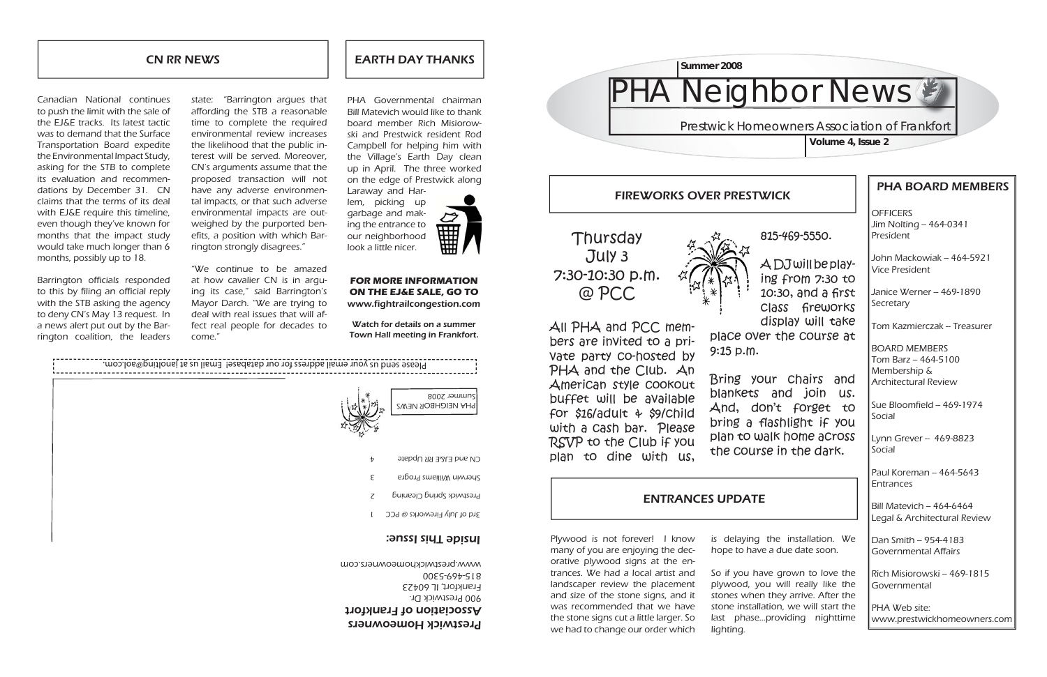Summer 2008

# PHA Neighbor News

Prestwick Homeowners Association of Frankfort

Volume 4, Issue 2

## FIREWORKS OVER PRESTWICK

Thursday
July 3
7:30-10:30 p.m.
@ PCC

All PHA and PCC members are invited to a private party co-hosted by PHA and the Club. An American style cookout buffet will be available for $16/adult & $9/child with a cash bar. Please RSVP to the Club if you plan to dine with us, 815-469-5550.

A DJ will be playing from 7:30 to 10:30, and a first class fireworks display will take place over the course at 9:15 p.m.

Bring your chairs and blankets and join us. And, don't forget to bring a flashlight if you plan to walk home across the course in the dark.

## ENTRANCES UPDATE

Plywood is not forever! I know many of you are enjoying the decorative plywood signs at the entrances. We had a local artist and landscaper review the placement and size of the stone signs, and it was recommended that we have the stone signs cut a little larger. So we had to change our order which is delaying the installation. We hope to have a due date soon.

So if you have grown to love the plywood, you will really like the stones when they arrive. After the stone installation, we will start the last phase...providing nighttime lighting.

## PHA BOARD MEMBERS

OFFICERS
Jim Nolting – 464-0341
President

John Mackowiak – 464-5921
Vice President

Janice Werner – 469-1890
Secretary

Tom Kazmierczak -- Treasurer

BOARD MEMBERS
Tom Barz – 464-5100
Membership & Architectural Review

Sue Bloomfield – 469-1974
Social

Lynn Grever – 469-8823
Social

Paul Koreman – 464-5643
Entrances

Bill Matevich – 464-6464
Legal & Architectural Review

Dan Smith – 954-4183
Governmental Affairs

Rich Misiorowski – 469-1815
Governmental

PHA Web site:
www.prestwickhomeowners.com

## CN RR NEWS

Canadian National continues to push the limit with the sale of the EJ&E tracks. Its latest tactic was to demand that the Surface Transportation Board expedite the Environmental Impact Study, asking for the STB to complete its evaluation and recommendations by December 31. CN claims that the terms of its deal with EJ&E require this timeline, even though they've known for months that the impact study would take much longer than 6 months, possibly up to 18.

Barrington officials responded to this by filing an official reply with the STB asking the agency to deny CN's May 13 request. In a news alert put out by the Barrington coalition, the leaders state: "Barrington argues that affording the STB a reasonable time to complete the required environmental review increases the likelihood that the public interest will be served. Moreover, CN's arguments assume that the proposed transaction will not have any adverse environmental impacts, or that such adverse environmental impacts are outweighed by the purported benefits, a position with which Barrington strongly disagrees."

"We continue to be amazed at how cavalier CN is in arguing its case," said Barrington's Mayor Darch. "We are trying to deal with real issues that will affect real people for decades to come."

## EARTH DAY THANKS

PHA Governmental chairman Bill Matevich would like to thank board member Rich Misiorowski and Prestwick resident Rod Campbell for helping him with the Village's Earth Day clean up in April. The three worked on the edge of Prestwick along Laraway and Harlem, picking up garbage and making the entrance to our neighborhood look a little nicer.

**FOR MORE INFORMATION ON THE EJ&E SALE, GO TO www.fightrailcongestion.com**

**Watch for details on a summer Town Hall meeting in Frankfort.**

Please send us your email address for our database! Email us at janolting@aol.com.

PHA NEIGHBOR NEWS
Summer 2008

**Prestwick Homeowners Association of Frankfort**
900 Prestwick Dr.
Frankfort, IL 60423
815-469-5300
www.prestwickhomeowners.com

**Inside This Issue:**

| | |
|---|---|
| 3rd of July Fireworks @ PCC | 1 |
| Prestwick Spring Cleaning | 2 |
| Sherwin Williams Progra | 3 |
| CN and EJ&E RR Update | 4 |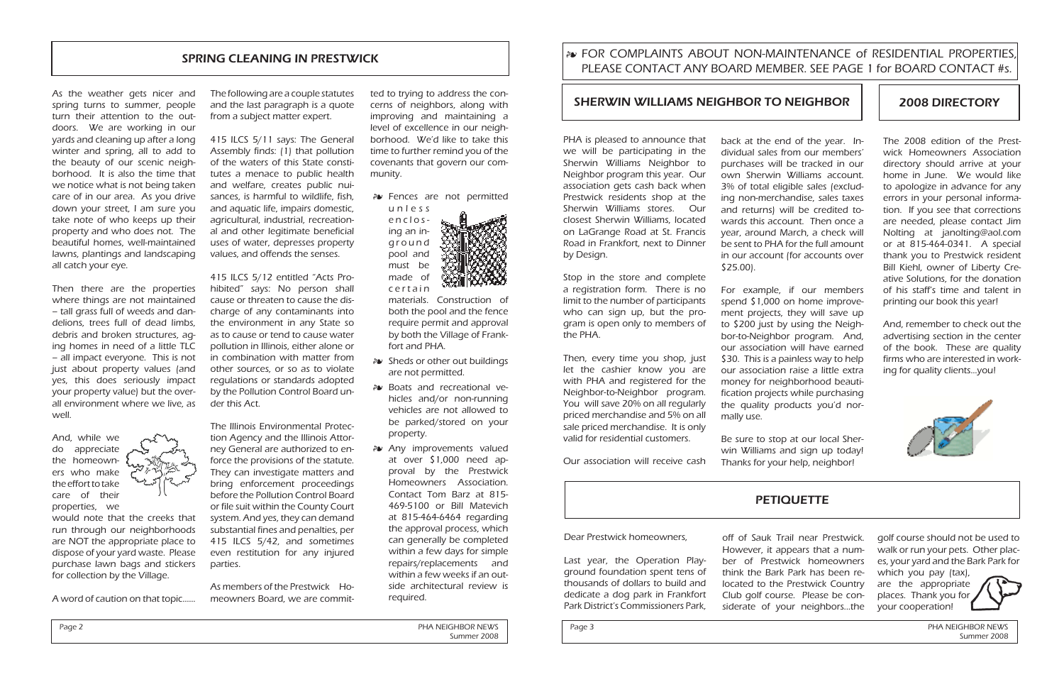## SPRING CLEANING IN PRESTWICK

As the weather gets nicer and spring turns to summer, people turn their attention to the outdoors. We are working in our yards and cleaning up after a long winter and spring, all to add to the beauty of our scenic neighborhood. It is also the time that we notice what is not being taken care of in our area. As you drive down your street, I am sure you take note of who keeps up their property and who does not. The beautiful homes, well-maintained lawns, plantings and landscaping all catch your eye.

Then there are the properties where things are not maintained – tall grass full of weeds and dandelions, trees full of dead limbs, debris and broken structures, aging homes in need of a little TLC – all impact everyone. This is not just about property values (and yes, this does seriously impact your property value) but the overall environment where we live, as well.

And, while we do appreciate the homeowners who make the effort to take care of their properties, we would note that the creeks that run through our neighborhoods are NOT the appropriate place to dispose of your yard waste. Please purchase lawn bags and stickers for collection by the Village.

A word of caution on that topic......

The following are a couple statutes and the last paragraph is a quote from a subject matter expert.

415 ILCS 5/11 says: The General Assembly finds: (1) that pollution of the waters of this State constitutes a menace to public health and welfare, creates public nuisances, is harmful to wildlife, fish, and aquatic life, impairs domestic, agricultural, industrial, recreational and other legitimate beneficial uses of water, depresses property values, and offends the senses.

415 ILCS 5/12 entitled "Acts Prohibited" says: No person shall cause or threaten to cause the discharge of any contaminants into the environment in any State so as to cause or tend to cause water pollution in Illinois, either alone or in combination with matter from other sources, or so as to violate regulations or standards adopted by the Pollution Control Board under this Act.

The Illinois Environmental Protection Agency and the Illinois Attorney General are authorized to enforce the provisions of the statute. They can investigate matters and bring enforcement proceedings before the Pollution Control Board or file suit within the County Court system. And yes, they can demand substantial fines and penalties, per 415 ILCS 5/42, and sometimes even restitution for any injured parties.

As members of the Prestwick Homeowners Board, we are committed to trying to address the concerns of neighbors, along with improving and maintaining a level of excellence in our neighborhood. We'd like to take this time to further remind you of the covenants that govern our community.

- Fences are not permitted unless enclosing an inground pool and must be made of certain materials. Construction of both the pool and the fence require permit and approval by both the Village of Frankfort and PHA.
- Sheds or other out buildings are not permitted.
- Boats and recreational vehicles and/or non-running vehicles are not allowed to be parked/stored on your property.
- Any improvements valued at over $1,000 need approval by the Prestwick Homeowners Association. Contact Tom Barz at 815-469-5100 or Bill Matevich at 815-464-6464 regarding the approval process, which can generally be completed within a few days for simple repairs/replacements and within a few weeks if an outside architectural review is required.

## FOR COMPLAINTS ABOUT NON-MAINTENANCE of RESIDENTIAL PROPERTIES, PLEASE CONTACT ANY BOARD MEMBER. SEE PAGE 1 for BOARD CONTACT #s.

## SHERWIN WILLIAMS NEIGHBOR TO NEIGHBOR

PHA is pleased to announce that we will be participating in the Sherwin Williams Neighbor to Neighbor program this year. Our association gets cash back when Prestwick residents shop at the Sherwin Williams stores. Our closest Sherwin Williams, located on LaGrange Road at St. Francis Road in Frankfort, next to Dinner by Design.

Stop in the store and complete a registration form. There is no limit to the number of participants who can sign up, but the program is open only to members of the PHA.

Then, every time you shop, just let the cashier know you are with PHA and registered for the Neighbor-to-Neighbor program. You will save 20% on all regularly priced merchandise and 5% on all sale priced merchandise. It is only valid for residential customers.

Our association will receive cash back at the end of the year. Individual sales from our members' purchases will be tracked in our own Sherwin Williams account. 3% of total eligible sales (excluding non-merchandise, sales taxes and returns) will be credited towards this account. Then once a year, around March, a check will be sent to PHA for the full amount in our account (for accounts over $25.00).

For example, if our members spend $1,000 on home improvement projects, they will save up to $200 just by using the Neighbor-to-Neighbor program. And, our association will have earned $30. This is a painless way to help our association raise a little extra money for neighborhood beautification projects while purchasing the quality products you'd normally use.

Be sure to stop at our local Sherwin Williams and sign up today! Thanks for your help, neighbor!

## 2008 DIRECTORY

The 2008 edition of the Prestwick Homeowners Association directory should arrive at your home in June. We would like to apologize in advance for any errors in your personal information. If you see that corrections are needed, please contact Jim Nolting at janolting@aol.com or at 815-464-0341. A special thank you to Prestwick resident Bill Kiehl, owner of Liberty Creative Solutions, for the donation of his staff's time and talent in printing our book this year!

And, remember to check out the advertising section in the center of the book. These are quality firms who are interested in working for quality clients...you!

## PETIQUETTE

Dear Prestwick homeowners,

Last year, the Operation Playground foundation spent tens of thousands of dollars to build and dedicate a dog park in Frankfort Park District's Commissioners Park, off of Sauk Trail near Prestwick. However, it appears that a number of Prestwick homeowners think the Bark Park has been relocated to the Prestwick Country Club golf course. Please be considerate of your neighbors...the golf course should not be used to walk or run your pets. Other places, your yard and the Bark Park for which you pay (tax), are the appropriate places. Thank you for your cooperation!